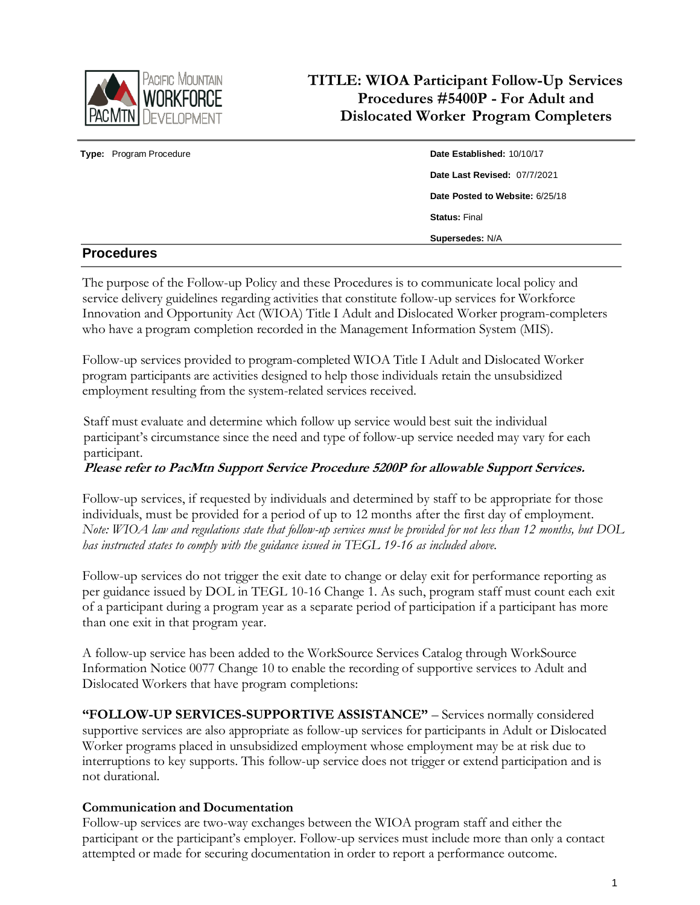# TITLE: WIOA Participant Follow-Up Services Procedures #5400P - For Adult and Dislocated Worker Program Completers

**Type:** Program Procedure

**Date Established:** 10/10/17

**Date Last Revised:** 07/7/2021

**Date Posted to Website:** 6/25/18

**Status:** Final

**Supersedes:** N/A

## Procedures

The purpose of the Follow-up Policy and these Procedures is to communicate local policy and service delivery guidelines regarding activities that constitute follow-up services for Workforce Innovation and Opportunity Act (WIOA) Title I Adult and Dislocated Worker program-completers who have a program completion recorded in the Management Information System (MIS).

Follow-up services provided to program-completed WIOA Title I Adult and Dislocated Worker program participants are activities designed to help those individuals retain the unsubsidized employment resulting from the system-related services received.

Staff must evaluate and determine which follow up service would best suit the individual participant's circumstance since the need and type of follow-up service needed may vary for each participant.

***Please refer to PacMtn Support Service Procedure 5200P for allowable Support Services.***

Follow-up services, if requested by individuals and determined by staff to be appropriate for those individuals, must be provided for a period of up to 12 months after the first day of employment. *Note: WIOA law and regulations state that follow-up services must be provided for not less than 12 months, but DOL has instructed states to comply with the guidance issued in TEGL 19-16 as included above.*

Follow-up services do not trigger the exit date to change or delay exit for performance reporting as per guidance issued by DOL in TEGL 10-16 Change 1. As such, program staff must count each exit of a participant during a program year as a separate period of participation if a participant has more than one exit in that program year.

A follow-up service has been added to the WorkSource Services Catalog through WorkSource Information Notice 0077 Change 10 to enable the recording of supportive services to Adult and Dislocated Workers that have program completions:

**"FOLLOW-UP SERVICES-SUPPORTIVE ASSISTANCE"** – Services normally considered supportive services are also appropriate as follow-up services for participants in Adult or Dislocated Worker programs placed in unsubsidized employment whose employment may be at risk due to interruptions to key supports. This follow-up service does not trigger or extend participation and is not durational.

### Communication and Documentation

Follow-up services are two-way exchanges between the WIOA program staff and either the participant or the participant's employer. Follow-up services must include more than only a contact attempted or made for securing documentation in order to report a performance outcome.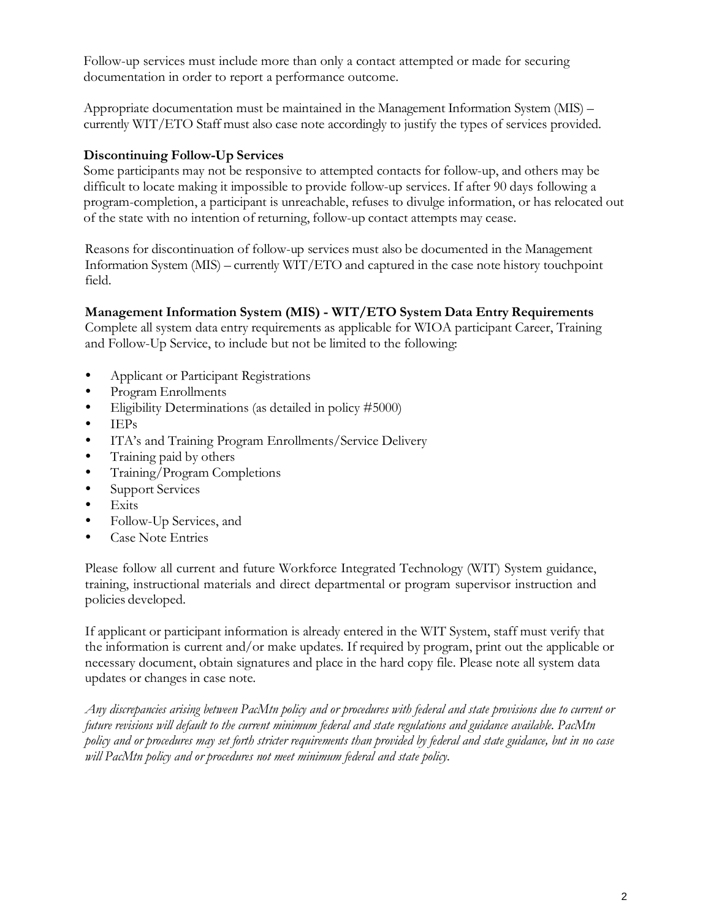Follow-up services must include more than only a contact attempted or made for securing documentation in order to report a performance outcome.

Appropriate documentation must be maintained in the Management Information System (MIS) – currently WIT/ETO Staff must also case note accordingly to justify the types of services provided.

**Discontinuing Follow-Up Services**
Some participants may not be responsive to attempted contacts for follow-up, and others may be difficult to locate making it impossible to provide follow-up services. If after 90 days following a program-completion, a participant is unreachable, refuses to divulge information, or has relocated out of the state with no intention of returning, follow-up contact attempts may cease.

Reasons for discontinuation of follow-up services must also be documented in the Management Information System (MIS) – currently WIT/ETO and captured in the case note history touchpoint field.

**Management Information System (MIS) - WIT/ETO System Data Entry Requirements**
Complete all system data entry requirements as applicable for WIOA participant Career, Training and Follow-Up Service, to include but not be limited to the following:

- Applicant or Participant Registrations
- Program Enrollments
- Eligibility Determinations (as detailed in policy #5000)
- IEPs
- ITA's and Training Program Enrollments/Service Delivery
- Training paid by others
- Training/Program Completions
- Support Services
- Exits
- Follow-Up Services, and
- Case Note Entries

Please follow all current and future Workforce Integrated Technology (WIT) System guidance, training, instructional materials and direct departmental or program supervisor instruction and policies developed.

If applicant or participant information is already entered in the WIT System, staff must verify that the information is current and/or make updates. If required by program, print out the applicable or necessary document, obtain signatures and place in the hard copy file. Please note all system data updates or changes in case note.

*Any discrepancies arising between PacMtn policy and or procedures with federal and state provisions due to current or future revisions will default to the current minimum federal and state regulations and guidance available. PacMtn policy and or procedures may set forth stricter requirements than provided by federal and state guidance, but in no case will PacMtn policy and or procedures not meet minimum federal and state policy.*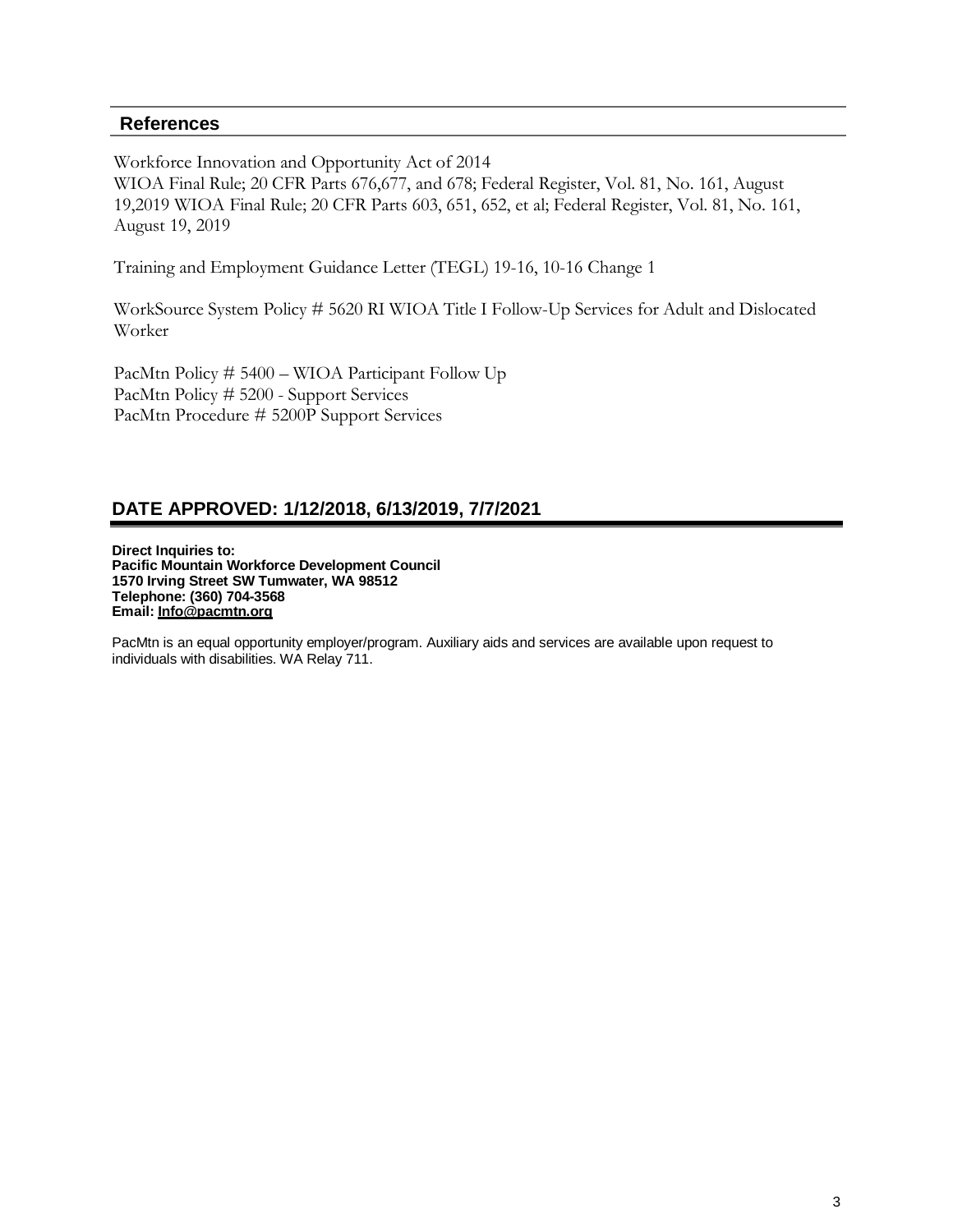## References

Workforce Innovation and Opportunity Act of 2014
WIOA Final Rule; 20 CFR Parts 676,677, and 678; Federal Register, Vol. 81, No. 161, August 19,2019 WIOA Final Rule; 20 CFR Parts 603, 651, 652, et al; Federal Register, Vol. 81, No. 161, August 19, 2019

Training and Employment Guidance Letter (TEGL) 19-16, 10-16 Change 1

WorkSource System Policy # 5620 RI WIOA Title I Follow-Up Services for Adult and Dislocated Worker

PacMtn Policy # 5400 – WIOA Participant Follow Up
PacMtn Policy # 5200 - Support Services
PacMtn Procedure # 5200P Support Services

## DATE APPROVED: 1/12/2018, 6/13/2019, 7/7/2021

**Direct Inquiries to:**
**Pacific Mountain Workforce Development Council**
**1570 Irving Street SW Tumwater, WA 98512**
**Telephone: (360) 704-3568**
**Email: Info@pacmtn.org**

PacMtn is an equal opportunity employer/program. Auxiliary aids and services are available upon request to individuals with disabilities. WA Relay 711.